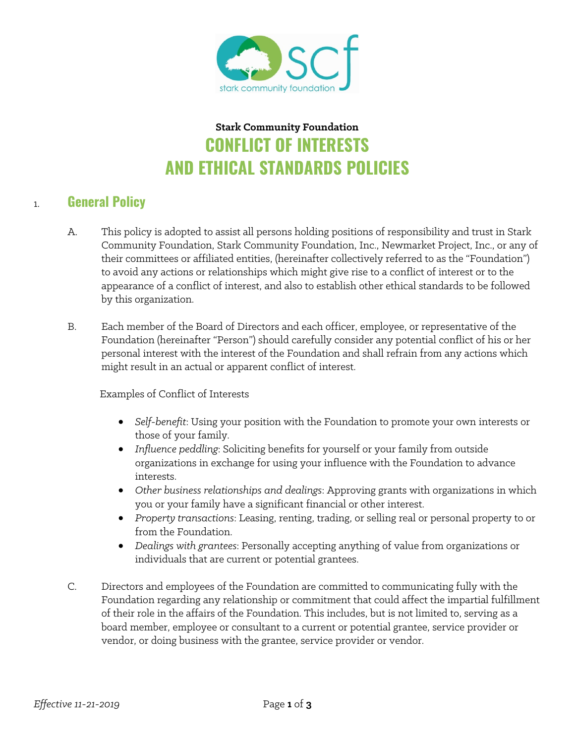**Stark Community Foundation**

# CONFLICT OF INTERESTS AND ETHICAL STANDARDS POLICIES

## 1. General Policy

A. This policy is adopted to assist all persons holding positions of responsibility and trust in Stark Community Foundation, Stark Community Foundation, Inc., Newmarket Project, Inc., or any of their committees or affiliated entities, (hereinafter collectively referred to as the "Foundation") to avoid any actions or relationships which might give rise to a conflict of interest or to the appearance of a conflict of interest, and also to establish other ethical standards to be followed by this organization.

B. Each member of the Board of Directors and each officer, employee, or representative of the Foundation (hereinafter "Person") should carefully consider any potential conflict of his or her personal interest with the interest of the Foundation and shall refrain from any actions which might result in an actual or apparent conflict of interest.

Examples of Conflict of Interests

- *Self-benefit*: Using your position with the Foundation to promote your own interests or those of your family.
- *Influence peddling*: Soliciting benefits for yourself or your family from outside organizations in exchange for using your influence with the Foundation to advance interests.
- *Other business relationships and dealings*: Approving grants with organizations in which you or your family have a significant financial or other interest.
- *Property transactions*: Leasing, renting, trading, or selling real or personal property to or from the Foundation.
- *Dealings with grantees*: Personally accepting anything of value from organizations or individuals that are current or potential grantees.

C. Directors and employees of the Foundation are committed to communicating fully with the Foundation regarding any relationship or commitment that could affect the impartial fulfillment of their role in the affairs of the Foundation. This includes, but is not limited to, serving as a board member, employee or consultant to a current or potential grantee, service provider or vendor, or doing business with the grantee, service provider or vendor.

*Effective 11-21-2019*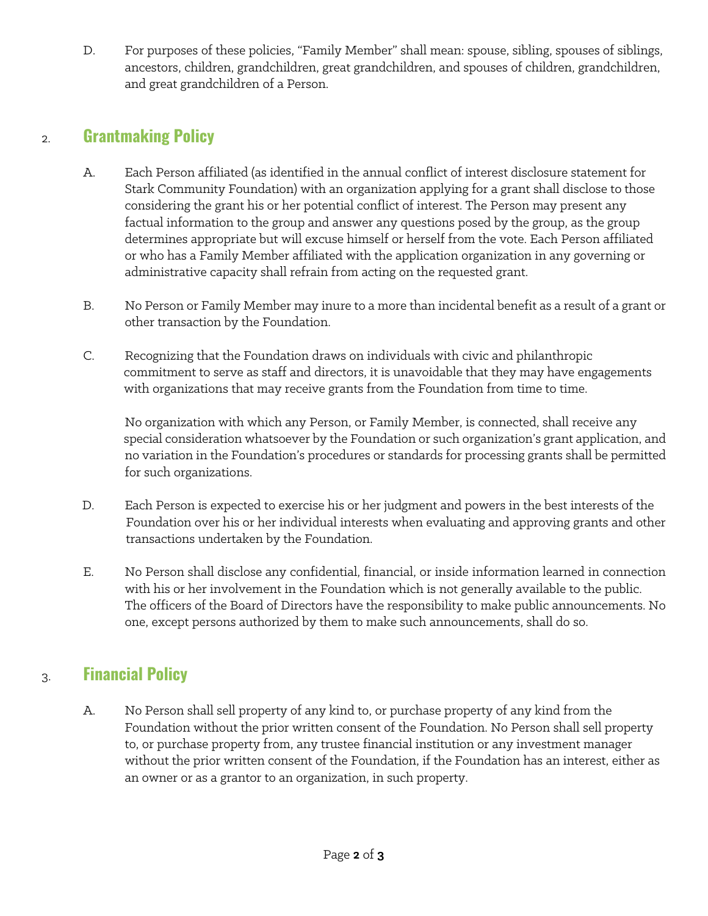D. For purposes of these policies, “Family Member” shall mean: spouse, sibling, spouses of siblings, ancestors, children, grandchildren, great grandchildren, and spouses of children, grandchildren, and great grandchildren of a Person.

## 2. Grantmaking Policy

A. Each Person affiliated (as identified in the annual conflict of interest disclosure statement for Stark Community Foundation) with an organization applying for a grant shall disclose to those considering the grant his or her potential conflict of interest. The Person may present any factual information to the group and answer any questions posed by the group, as the group determines appropriate but will excuse himself or herself from the vote. Each Person affiliated or who has a Family Member affiliated with the application organization in any governing or administrative capacity shall refrain from acting on the requested grant.

B. No Person or Family Member may inure to a more than incidental benefit as a result of a grant or other transaction by the Foundation.

C. Recognizing that the Foundation draws on individuals with civic and philanthropic commitment to serve as staff and directors, it is unavoidable that they may have engagements with organizations that may receive grants from the Foundation from time to time.

No organization with which any Person, or Family Member, is connected, shall receive any special consideration whatsoever by the Foundation or such organization’s grant application, and no variation in the Foundation’s procedures or standards for processing grants shall be permitted for such organizations.

D. Each Person is expected to exercise his or her judgment and powers in the best interests of the Foundation over his or her individual interests when evaluating and approving grants and other transactions undertaken by the Foundation.

E. No Person shall disclose any confidential, financial, or inside information learned in connection with his or her involvement in the Foundation which is not generally available to the public. The officers of the Board of Directors have the responsibility to make public announcements. No one, except persons authorized by them to make such announcements, shall do so.

## 3. Financial Policy

A. No Person shall sell property of any kind to, or purchase property of any kind from the Foundation without the prior written consent of the Foundation. No Person shall sell property to, or purchase property from, any trustee financial institution or any investment manager without the prior written consent of the Foundation, if the Foundation has an interest, either as an owner or as a grantor to an organization, in such property.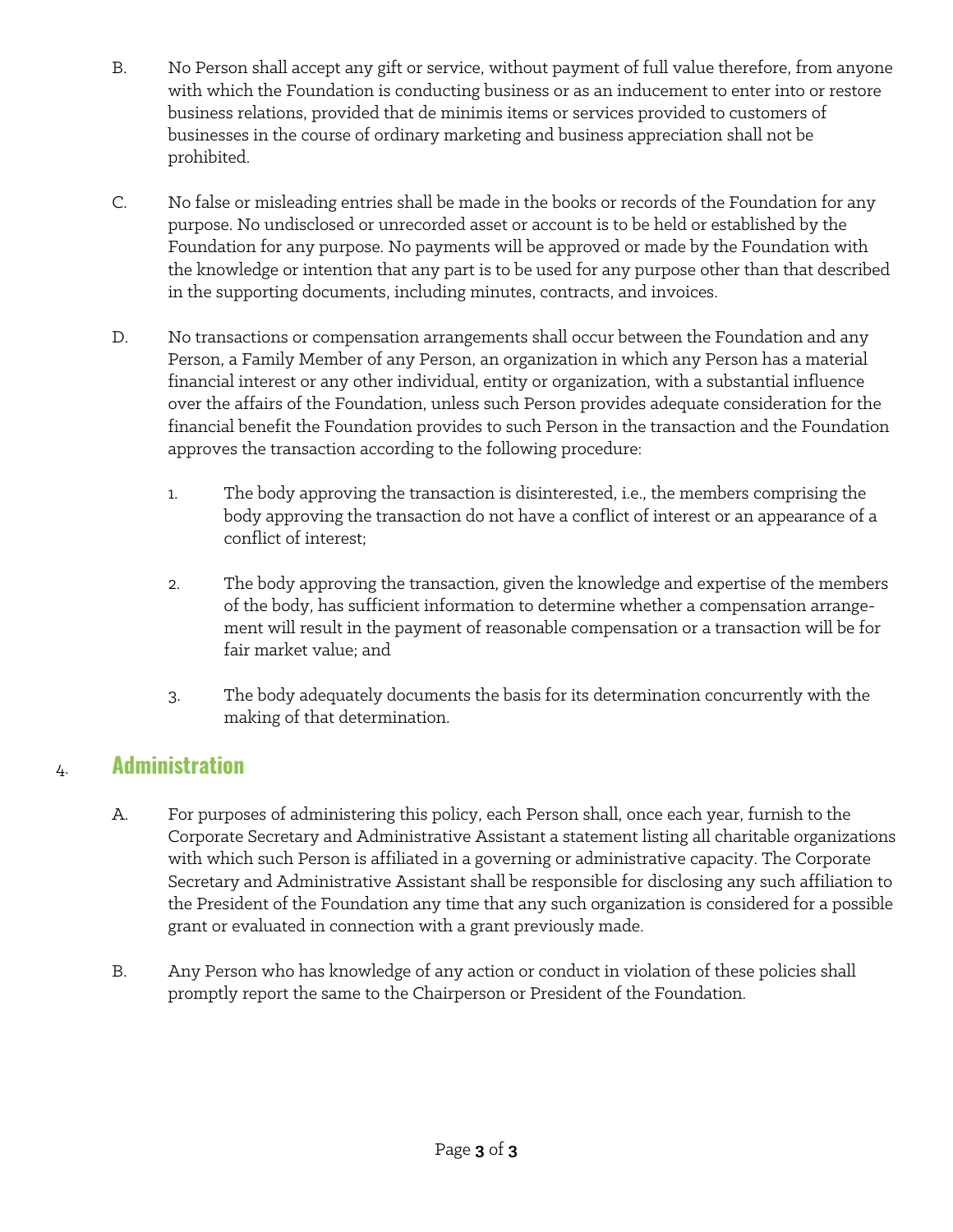B. No Person shall accept any gift or service, without payment of full value therefore, from anyone with which the Foundation is conducting business or as an inducement to enter into or restore business relations, provided that de minimis items or services provided to customers of businesses in the course of ordinary marketing and business appreciation shall not be prohibited.

C. No false or misleading entries shall be made in the books or records of the Foundation for any purpose. No undisclosed or unrecorded asset or account is to be held or established by the Foundation for any purpose. No payments will be approved or made by the Foundation with the knowledge or intention that any part is to be used for any purpose other than that described in the supporting documents, including minutes, contracts, and invoices.

D. No transactions or compensation arrangements shall occur between the Foundation and any Person, a Family Member of any Person, an organization in which any Person has a material financial interest or any other individual, entity or organization, with a substantial influence over the affairs of the Foundation, unless such Person provides adequate consideration for the financial benefit the Foundation provides to such Person in the transaction and the Foundation approves the transaction according to the following procedure:

   1. The body approving the transaction is disinterested, i.e., the members comprising the body approving the transaction do not have a conflict of interest or an appearance of a conflict of interest;

   2. The body approving the transaction, given the knowledge and expertise of the members of the body, has sufficient information to determine whether a compensation arrangement will result in the payment of reasonable compensation or a transaction will be for fair market value; and

   3. The body adequately documents the basis for its determination concurrently with the making of that determination.

## 4. Administration

A. For purposes of administering this policy, each Person shall, once each year, furnish to the Corporate Secretary and Administrative Assistant a statement listing all charitable organizations with which such Person is affiliated in a governing or administrative capacity. The Corporate Secretary and Administrative Assistant shall be responsible for disclosing any such affiliation to the President of the Foundation any time that any such organization is considered for a possible grant or evaluated in connection with a grant previously made.

B. Any Person who has knowledge of any action or conduct in violation of these policies shall promptly report the same to the Chairperson or President of the Foundation.